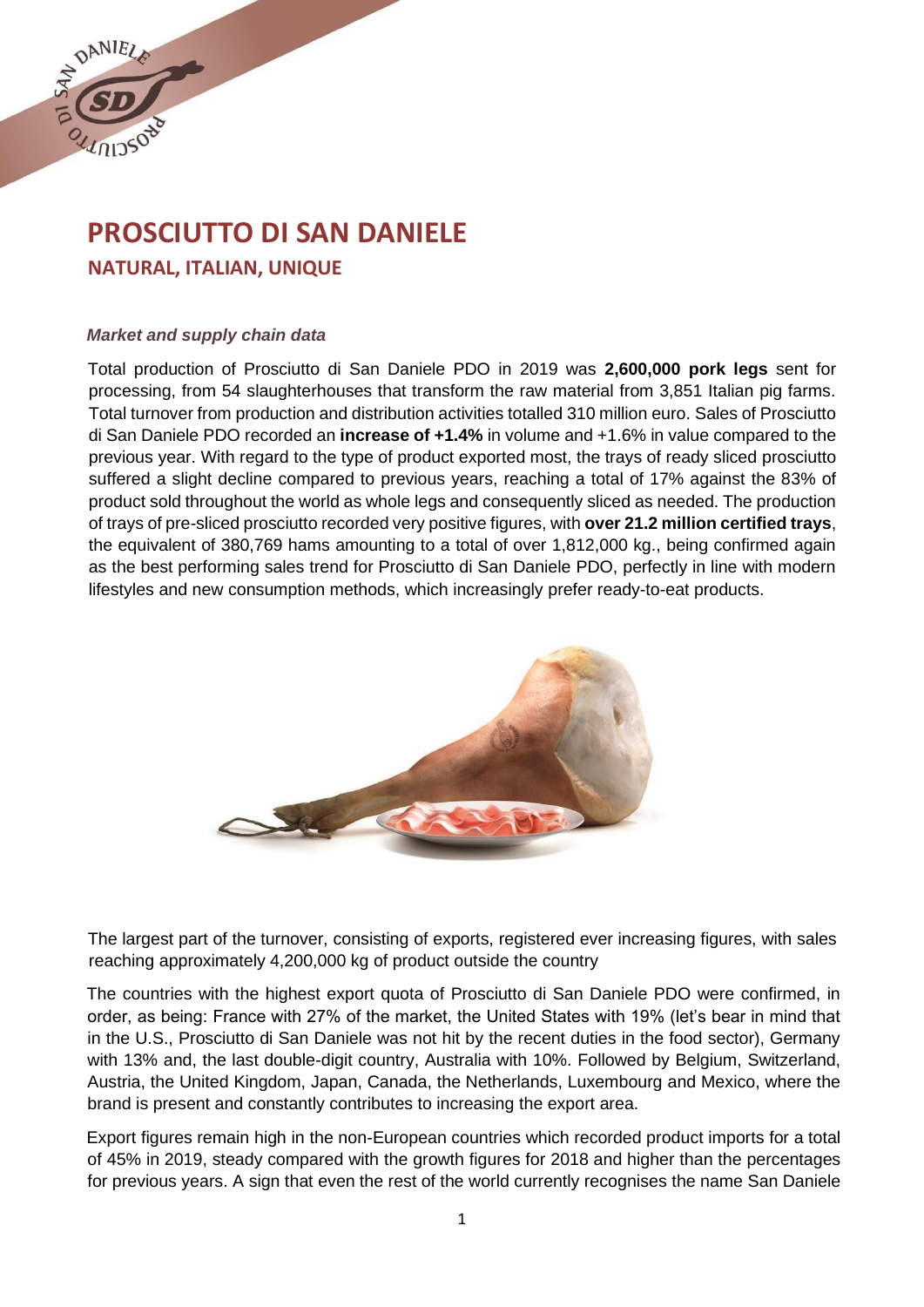# PROSCIUTTO DI SAN DANIELE

## NATURAL, ITALIAN, UNIQUE

***Market and supply chain data***

Total production of Prosciutto di San Daniele PDO in 2019 was **2,600,000 pork legs** sent for processing, from 54 slaughterhouses that transform the raw material from 3,851 Italian pig farms. Total turnover from production and distribution activities totalled 310 million euro. Sales of Prosciutto di San Daniele PDO recorded an **increase of +1.4%** in volume and +1.6% in value compared to the previous year. With regard to the type of product exported most, the trays of ready sliced prosciutto suffered a slight decline compared to previous years, reaching a total of 17% against the 83% of product sold throughout the world as whole legs and consequently sliced as needed. The production of trays of pre-sliced prosciutto recorded very positive figures, with **over 21.2 million certified trays**, the equivalent of 380,769 hams amounting to a total of over 1,812,000 kg., being confirmed again as the best performing sales trend for Prosciutto di San Daniele PDO, perfectly in line with modern lifestyles and new consumption methods, which increasingly prefer ready-to-eat products.

The largest part of the turnover, consisting of exports, registered ever increasing figures, with sales reaching approximately 4,200,000 kg of product outside the country

The countries with the highest export quota of Prosciutto di San Daniele PDO were confirmed, in order, as being: France with 27% of the market, the United States with 19% (let's bear in mind that in the U.S., Prosciutto di San Daniele was not hit by the recent duties in the food sector), Germany with 13% and, the last double-digit country, Australia with 10%. Followed by Belgium, Switzerland, Austria, the United Kingdom, Japan, Canada, the Netherlands, Luxembourg and Mexico, where the brand is present and constantly contributes to increasing the export area.

Export figures remain high in the non-European countries which recorded product imports for a total of 45% in 2019, steady compared with the growth figures for 2018 and higher than the percentages for previous years. A sign that even the rest of the world currently recognises the name San Daniele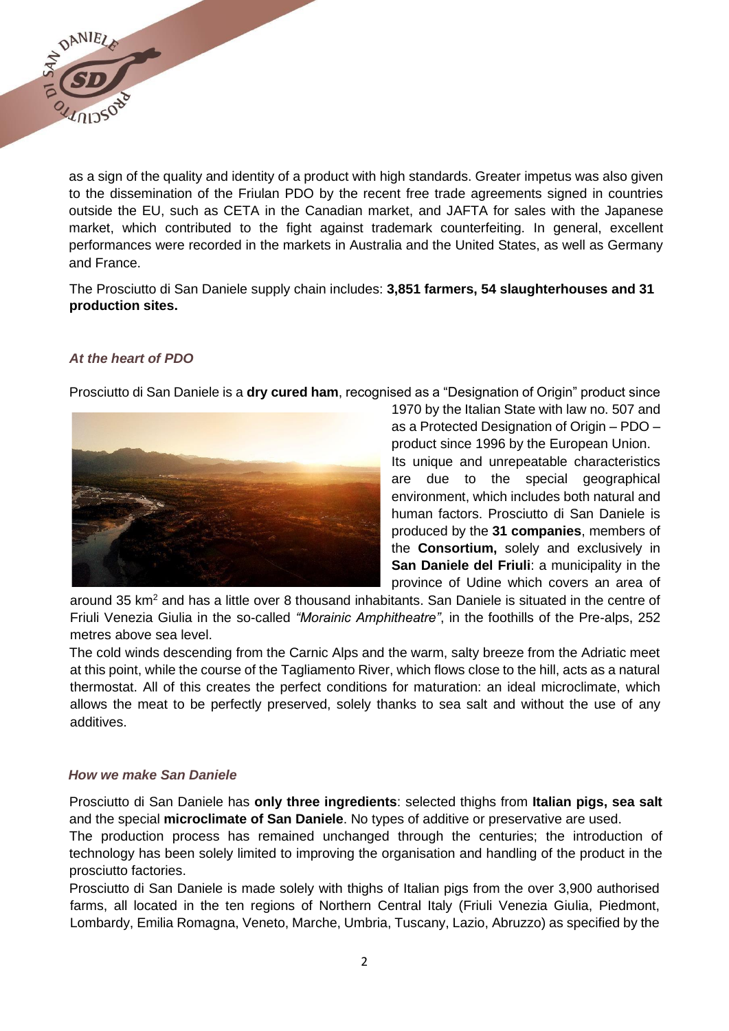as a sign of the quality and identity of a product with high standards. Greater impetus was also given to the dissemination of the Friulan PDO by the recent free trade agreements signed in countries outside the EU, such as CETA in the Canadian market, and JAFTA for sales with the Japanese market, which contributed to the fight against trademark counterfeiting. In general, excellent performances were recorded in the markets in Australia and the United States, as well as Germany and France.

The Prosciutto di San Daniele supply chain includes: **3,851 farmers, 54 slaughterhouses and 31 production sites.**

### *At the heart of PDO*

Prosciutto di San Daniele is a **dry cured ham**, recognised as a "Designation of Origin" product since 1970 by the Italian State with law no. 507 and as a Protected Designation of Origin – PDO – product since 1996 by the European Union.
Its unique and unrepeatable characteristics are due to the special geographical environment, which includes both natural and human factors. Prosciutto di San Daniele is produced by the **31 companies**, members of the **Consortium,** solely and exclusively in **San Daniele del Friuli**: a municipality in the province of Udine which covers an area of around 35 km$^2$ and has a little over 8 thousand inhabitants. San Daniele is situated in the centre of Friuli Venezia Giulia in the so-called *"Morainic Amphitheatre"*, in the foothills of the Pre-alps, 252 metres above sea level.
The cold winds descending from the Carnic Alps and the warm, salty breeze from the Adriatic meet at this point, while the course of the Tagliamento River, which flows close to the hill, acts as a natural thermostat. All of this creates the perfect conditions for maturation: an ideal microclimate, which allows the meat to be perfectly preserved, solely thanks to sea salt and without the use of any additives.

### *How we make San Daniele*

Prosciutto di San Daniele has **only three ingredients**: selected thighs from **Italian pigs, sea salt** and the special **microclimate of San Daniele**. No types of additive or preservative are used.
The production process has remained unchanged through the centuries; the introduction of technology has been solely limited to improving the organisation and handling of the product in the prosciutto factories.
Prosciutto di San Daniele is made solely with thighs of Italian pigs from the over 3,900 authorised farms, all located in the ten regions of Northern Central Italy (Friuli Venezia Giulia, Piedmont, Lombardy, Emilia Romagna, Veneto, Marche, Umbria, Tuscany, Lazio, Abruzzo) as specified by the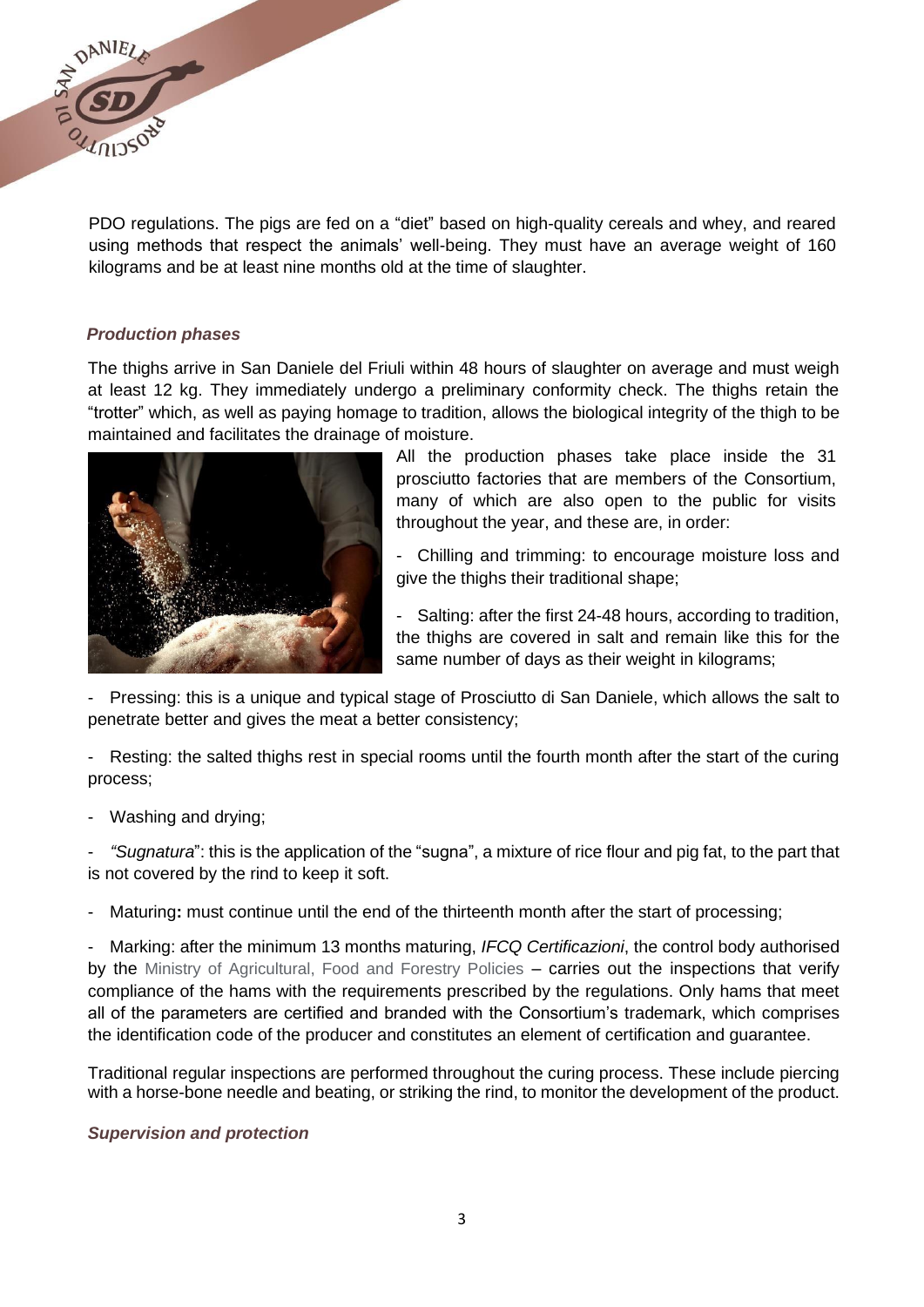PDO regulations. The pigs are fed on a "diet" based on high-quality cereals and whey, and reared using methods that respect the animals' well-being. They must have an average weight of 160 kilograms and be at least nine months old at the time of slaughter.

### *Production phases*

The thighs arrive in San Daniele del Friuli within 48 hours of slaughter on average and must weigh at least 12 kg. They immediately undergo a preliminary conformity check. The thighs retain the "trotter" which, as well as paying homage to tradition, allows the biological integrity of the thigh to be maintained and facilitates the drainage of moisture.

All the production phases take place inside the 31 prosciutto factories that are members of the Consortium, many of which are also open to the public for visits throughout the year, and these are, in order:

- Chilling and trimming: to encourage moisture loss and give the thighs their traditional shape;
- Salting: after the first 24-48 hours, according to tradition, the thighs are covered in salt and remain like this for the same number of days as their weight in kilograms;
- Pressing: this is a unique and typical stage of Prosciutto di San Daniele, which allows the salt to penetrate better and gives the meat a better consistency;
- Resting: the salted thighs rest in special rooms until the fourth month after the start of the curing process;
- Washing and drying;
- *"Sugnatura*": this is the application of the "sugna", a mixture of rice flour and pig fat, to the part that is not covered by the rind to keep it soft.
- Maturing**:** must continue until the end of the thirteenth month after the start of processing;
- Marking: after the minimum 13 months maturing, *IFCQ Certificazioni*, the control body authorised by the Ministry of Agricultural, Food and Forestry Policies – carries out the inspections that verify compliance of the hams with the requirements prescribed by the regulations. Only hams that meet all of the parameters are certified and branded with the Consortium's trademark, which comprises the identification code of the producer and constitutes an element of certification and guarantee.

Traditional regular inspections are performed throughout the curing process. These include piercing with a horse-bone needle and beating, or striking the rind, to monitor the development of the product.

### *Supervision and protection*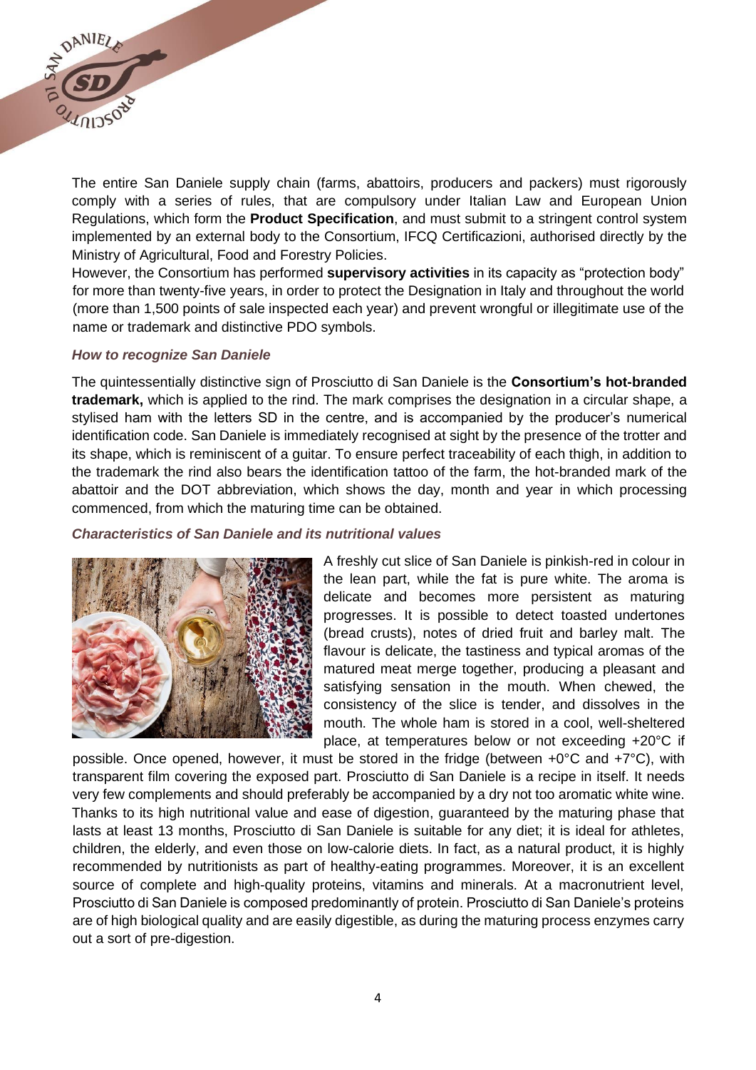The entire San Daniele supply chain (farms, abattoirs, producers and packers) must rigorously comply with a series of rules, that are compulsory under Italian Law and European Union Regulations, which form the **Product Specification**, and must submit to a stringent control system implemented by an external body to the Consortium, IFCQ Certificazioni, authorised directly by the Ministry of Agricultural, Food and Forestry Policies.

However, the Consortium has performed **supervisory activities** in its capacity as "protection body" for more than twenty-five years, in order to protect the Designation in Italy and throughout the world (more than 1,500 points of sale inspected each year) and prevent wrongful or illegitimate use of the name or trademark and distinctive PDO symbols.

### *How to recognize San Daniele*

The quintessentially distinctive sign of Prosciutto di San Daniele is the **Consortium's hot-branded trademark,** which is applied to the rind. The mark comprises the designation in a circular shape, a stylised ham with the letters SD in the centre, and is accompanied by the producer's numerical identification code. San Daniele is immediately recognised at sight by the presence of the trotter and its shape, which is reminiscent of a guitar. To ensure perfect traceability of each thigh, in addition to the trademark the rind also bears the identification tattoo of the farm, the hot-branded mark of the abattoir and the DOT abbreviation, which shows the day, month and year in which processing commenced, from which the maturing time can be obtained.

### *Characteristics of San Daniele and its nutritional values*

A freshly cut slice of San Daniele is pinkish-red in colour in the lean part, while the fat is pure white. The aroma is delicate and becomes more persistent as maturing progresses. It is possible to detect toasted undertones (bread crusts), notes of dried fruit and barley malt. The flavour is delicate, the tastiness and typical aromas of the matured meat merge together, producing a pleasant and satisfying sensation in the mouth. When chewed, the consistency of the slice is tender, and dissolves in the mouth. The whole ham is stored in a cool, well-sheltered place, at temperatures below or not exceeding +20°C if possible. Once opened, however, it must be stored in the fridge (between +0°C and +7°C), with transparent film covering the exposed part. Prosciutto di San Daniele is a recipe in itself. It needs very few complements and should preferably be accompanied by a dry not too aromatic white wine. Thanks to its high nutritional value and ease of digestion, guaranteed by the maturing phase that lasts at least 13 months, Prosciutto di San Daniele is suitable for any diet; it is ideal for athletes, children, the elderly, and even those on low-calorie diets. In fact, as a natural product, it is highly recommended by nutritionists as part of healthy-eating programmes. Moreover, it is an excellent source of complete and high-quality proteins, vitamins and minerals. At a macronutrient level, Prosciutto di San Daniele is composed predominantly of protein. Prosciutto di San Daniele's proteins are of high biological quality and are easily digestible, as during the maturing process enzymes carry out a sort of pre-digestion.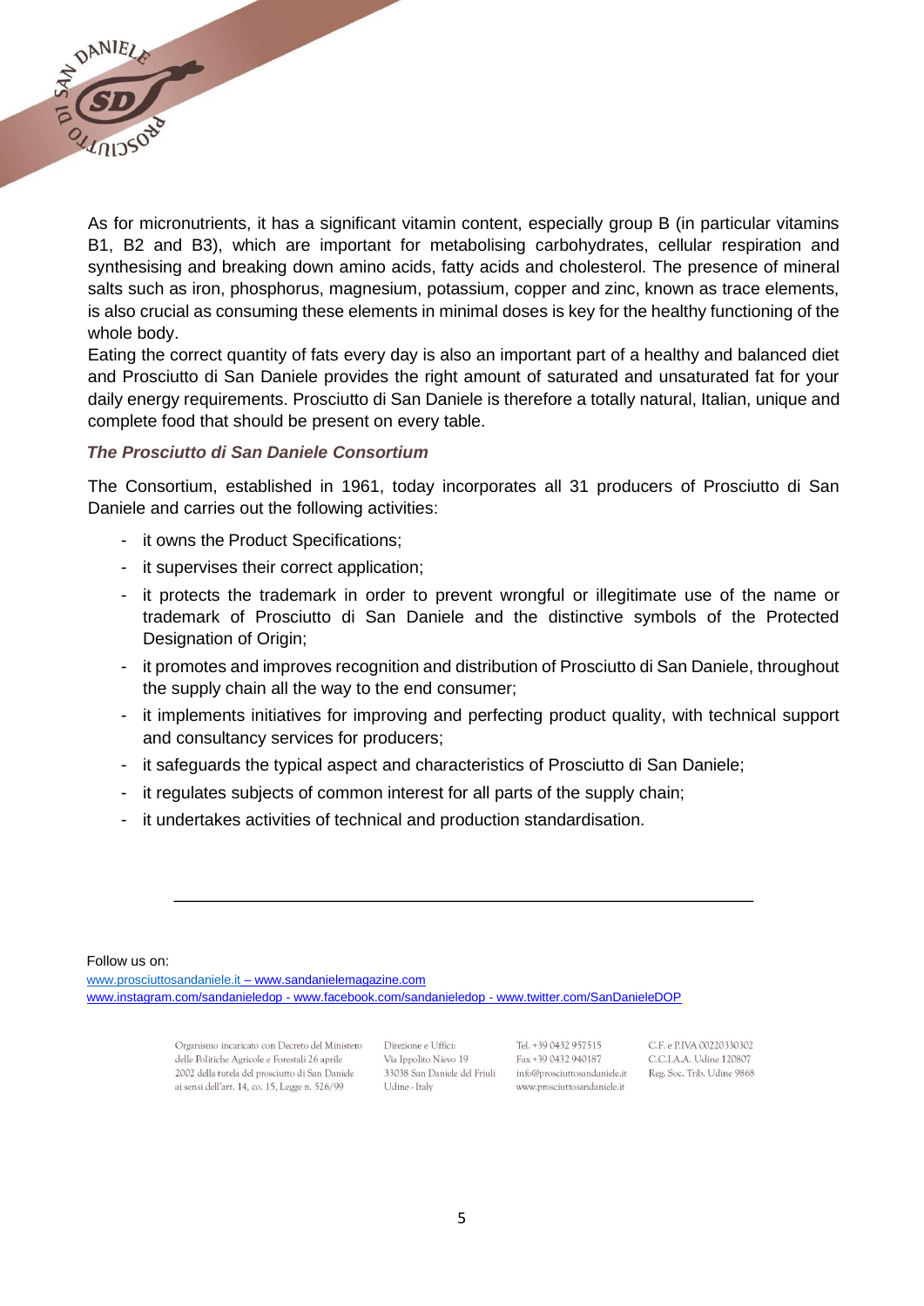As for micronutrients, it has a significant vitamin content, especially group B (in particular vitamins B1, B2 and B3), which are important for metabolising carbohydrates, cellular respiration and synthesising and breaking down amino acids, fatty acids and cholesterol. The presence of mineral salts such as iron, phosphorus, magnesium, potassium, copper and zinc, known as trace elements, is also crucial as consuming these elements in minimal doses is key for the healthy functioning of the whole body.

Eating the correct quantity of fats every day is also an important part of a healthy and balanced diet and Prosciutto di San Daniele provides the right amount of saturated and unsaturated fat for your daily energy requirements. Prosciutto di San Daniele is therefore a totally natural, Italian, unique and complete food that should be present on every table.

### *The Prosciutto di San Daniele Consortium*

The Consortium, established in 1961, today incorporates all 31 producers of Prosciutto di San Daniele and carries out the following activities:

- it owns the Product Specifications;
- it supervises their correct application;
- it protects the trademark in order to prevent wrongful or illegitimate use of the name or trademark of Prosciutto di San Daniele and the distinctive symbols of the Protected Designation of Origin;
- it promotes and improves recognition and distribution of Prosciutto di San Daniele, throughout the supply chain all the way to the end consumer;
- it implements initiatives for improving and perfecting product quality, with technical support and consultancy services for producers;
- it safeguards the typical aspect and characteristics of Prosciutto di San Daniele;
- it regulates subjects of common interest for all parts of the supply chain;
- it undertakes activities of technical and production standardisation.

---

Follow us on:
www.prosciuttosandaniele.it – www.sandanielemagazine.com
www.instagram.com/sandanieledop - www.facebook.com/sandanieledop - www.twitter.com/SanDanieleDOP

Organismo incaricato con Decreto del Ministero delle Politiche Agricole e Forestali 26 aprile 2002 della tutela del prosciutto di San Daniele ai sensi dell'art. 14, co. 15, Legge n. 526/99

Direzione e Uffici:
Via Ippolito Nievo 19
33038 San Daniele del Friuli
Udine - Italy

Tel. +39 0432 957515
Fax +39 0432 940187
info@prosciuttosandaniele.it
www.prosciuttosandaniele.it

C.F. e P.IVA 00220330302
C.C.I.A.A. Udine 120807
Reg. Soc. Trib. Udine 9868